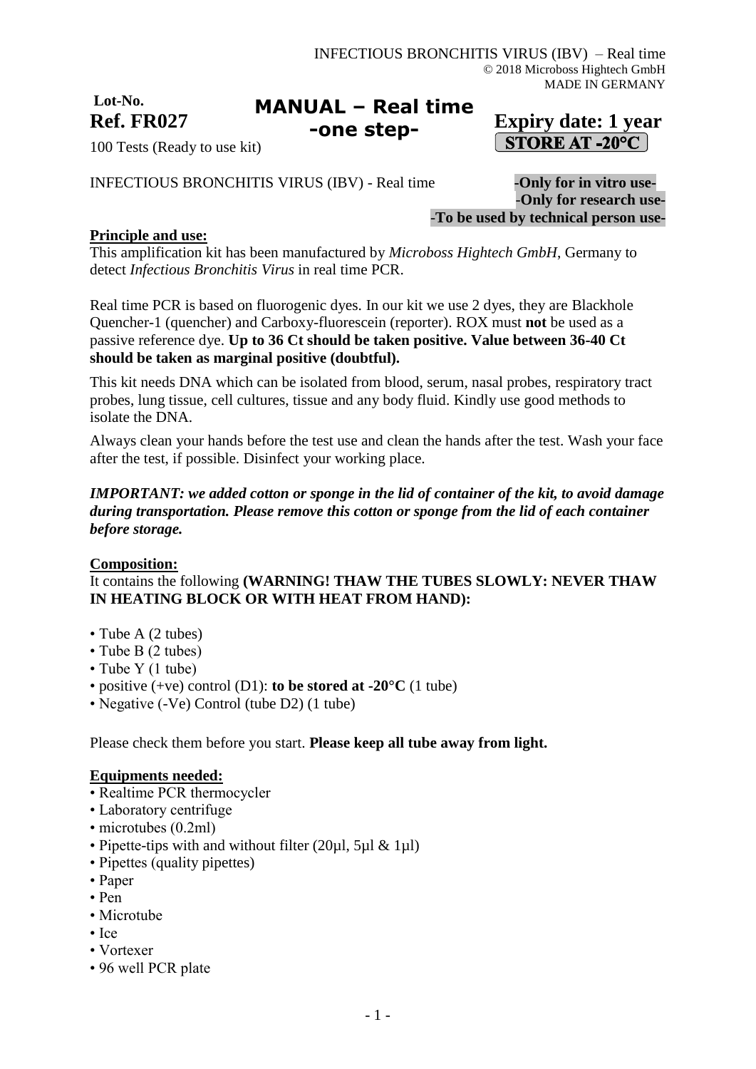INFECTIOUS BRONCHITIS VIRUS (IBV) – Real time
© 2018 Microboss Hightech GmbH
MADE IN GERMANY

**Lot-No.**
**Ref. FR027**

# MANUAL – Real time -one step-

**Expiry date: 1 year**
**STORE AT -20°C**

100 Tests (Ready to use kit)

INFECTIOUS BRONCHITIS VIRUS (IBV) - Real time

**-Only for in vitro use-**
**-Only for research use-**
**-To be used by technical person use-**

## Principle and use:

This amplification kit has been manufactured by *Microboss Hightech GmbH*, Germany to detect *Infectious Bronchitis Virus* in real time PCR.

Real time PCR is based on fluorogenic dyes. In our kit we use 2 dyes, they are Blackhole Quencher-1 (quencher) and Carboxy-fluorescein (reporter). ROX must **not** be used as a passive reference dye. **Up to 36 Ct should be taken positive. Value between 36-40 Ct should be taken as marginal positive (doubtful).**

This kit needs DNA which can be isolated from blood, serum, nasal probes, respiratory tract probes, lung tissue, cell cultures, tissue and any body fluid. Kindly use good methods to isolate the DNA.

Always clean your hands before the test use and clean the hands after the test. Wash your face after the test, if possible. Disinfect your working place.

***IMPORTANT: we added cotton or sponge in the lid of container of the kit, to avoid damage during transportation. Please remove this cotton or sponge from the lid of each container before storage.***

## Composition:

It contains the following **(WARNING! THAW THE TUBES SLOWLY: NEVER THAW IN HEATING BLOCK OR WITH HEAT FROM HAND):**

- Tube A (2 tubes)
- Tube B (2 tubes)
- Tube Y (1 tube)
- positive (+ve) control (D1): **to be stored at -20°C** (1 tube)
- Negative (-Ve) Control (tube D2) (1 tube)

Please check them before you start. **Please keep all tube away from light.**

## Equipments needed:

- Realtime PCR thermocycler
- Laboratory centrifuge
- microtubes (0.2ml)
- Pipette-tips with and without filter (20µl, 5µl & 1µl)
- Pipettes (quality pipettes)
- Paper
- Pen
- Microtube
- Ice
- Vortexer
- 96 well PCR plate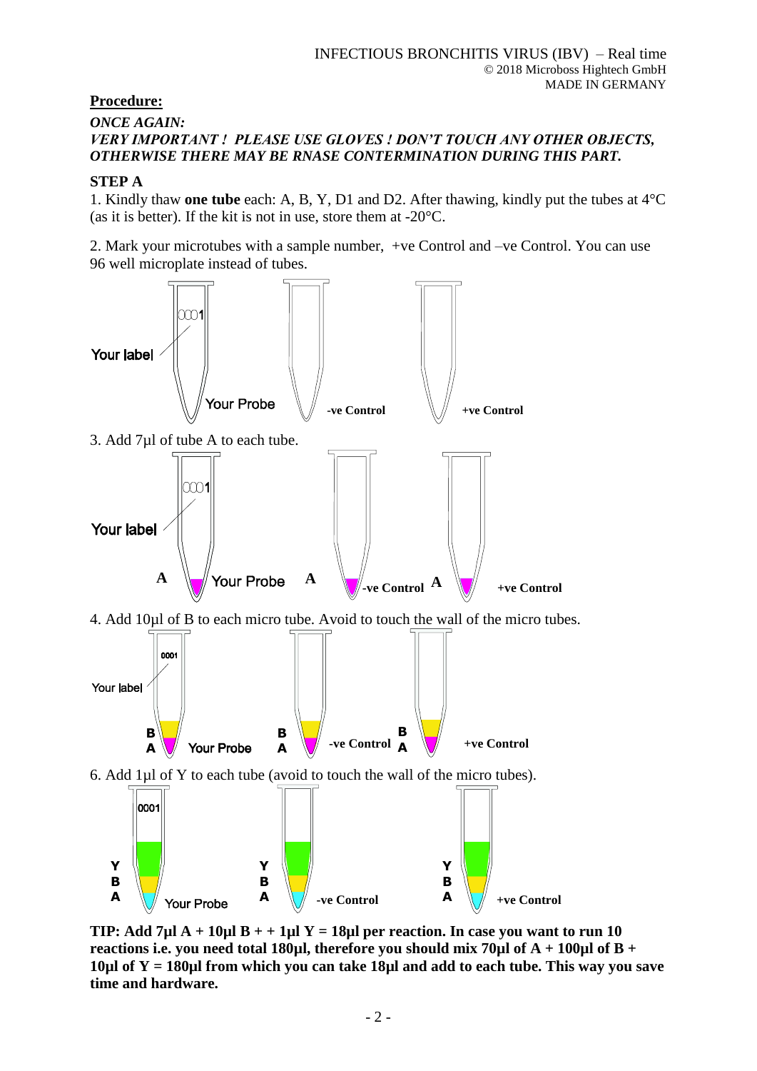**Procedure:**

***ONCE AGAIN:***
***VERY IMPORTANT ! PLEASE USE GLOVES ! DON'T TOUCH ANY OTHER OBJECTS, OTHERWISE THERE MAY BE RNASE CONTERMINATION DURING THIS PART.***

**STEP A**

1. Kindly thaw **one tube** each: A, B, Y, D1 and D2. After thawing, kindly put the tubes at 4°C (as it is better). If the kit is not in use, store them at -20°C.

2. Mark your microtubes with a sample number, +ve Control and –ve Control. You can use 96 well microplate instead of tubes.

Your label 0001 — Your Probe | -ve Control | +ve Control

3. Add 7µl of tube A to each tube.

Your label 0001 — A Your Probe | A -ve Control | A +ve Control

4. Add 10µl of B to each micro tube. Avoid to touch the wall of the micro tubes.

Your label 0001 — B A Your Probe | B A -ve Control | B A +ve Control

6. Add 1µl of Y to each tube (avoid to touch the wall of the micro tubes).

0001 — Y B A Your Probe | Y B A -ve Control | Y B A +ve Control

**TIP: Add 7µl A + 10µl B + + 1µl Y = 18µl per reaction. In case you want to run 10 reactions i.e. you need total 180µl, therefore you should mix 70µl of A + 100µl of B + 10µl of Y = 180µl from which you can take 18µl and add to each tube. This way you save time and hardware.**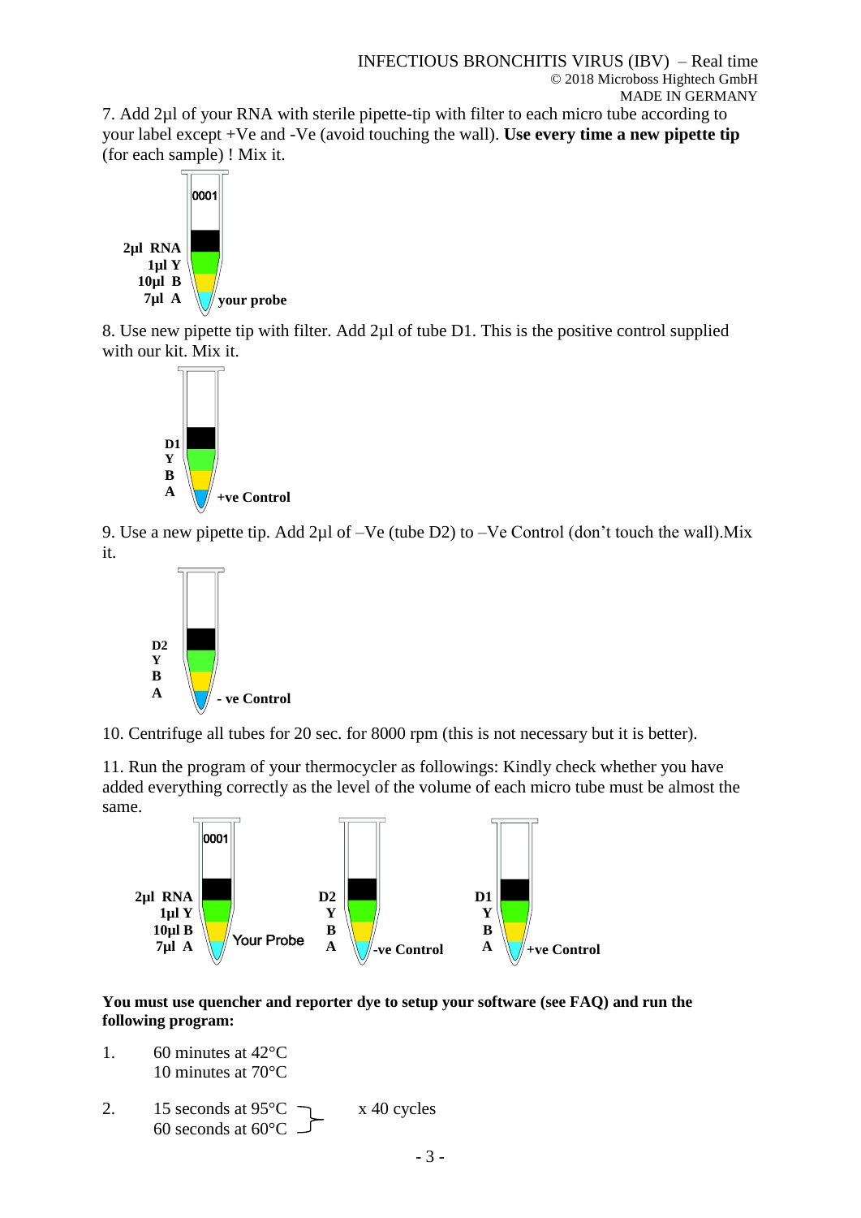7. Add 2µl of your RNA with sterile pipette-tip with filter to each micro tube according to your label except +Ve and -Ve (avoid touching the wall). **Use every time a new pipette tip** (for each sample) ! Mix it.

**2µl RNA**
**1µl Y**
**10µl B**
**7µl A**
**0001**
**your probe**

8. Use new pipette tip with filter. Add 2µl of tube D1. This is the positive control supplied with our kit. Mix it.

**D1**
**Y**
**B**
**A**
**+ve Control**

9. Use a new pipette tip. Add 2µl of –Ve (tube D2) to –Ve Control (don't touch the wall).Mix it.

**D2**
**Y**
**B**
**A**
**- ve Control**

10. Centrifuge all tubes for 20 sec. for 8000 rpm (this is not necessary but it is better).

11. Run the program of your thermocycler as followings: Kindly check whether you have added everything correctly as the level of the volume of each micro tube must be almost the same.

**2µl RNA**
**1µl Y**
**10µl B**
**7µl A**
**0001**
Your Probe

**D2**
**Y**
**B**
**A**
**-ve Control**

**D1**
**Y**
**B**
**A**
**+ve Control**

**You must use quencher and reporter dye to setup your software (see FAQ) and run the following program:**

1. 60 minutes at 42°C
   10 minutes at 70°C

2. 15 seconds at 95°C
   60 seconds at 60°C
   x 40 cycles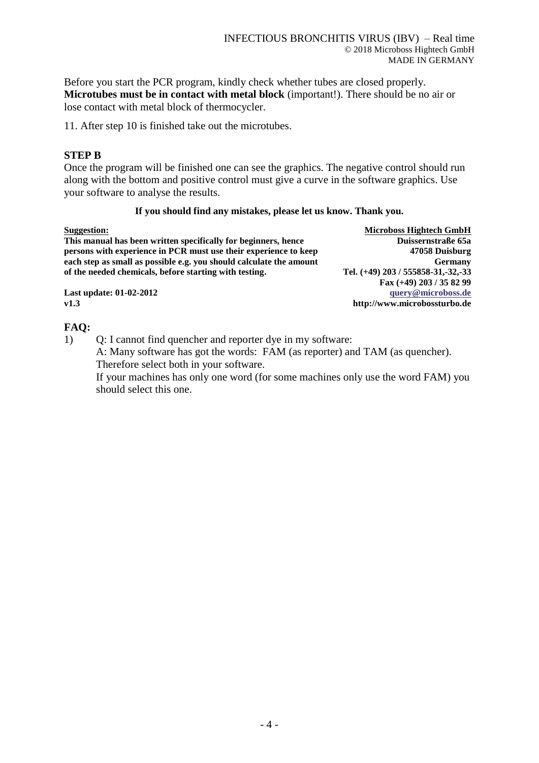Before you start the PCR program, kindly check whether tubes are closed properly. **Microtubes must be in contact with metal block** (important!). There should be no air or lose contact with metal block of thermocycler.

11. After step 10 is finished take out the microtubes.

### STEP B

Once the program will be finished one can see the graphics. The negative control should run along with the bottom and positive control must give a curve in the software graphics. Use your software to analyse the results.

**If you should find any mistakes, please let us know. Thank you.**

**Suggestion:**
**This manual has been written specifically for beginners, hence persons with experience in PCR must use their experience to keep each step as small as possible e.g. you should calculate the amount of the needed chemicals, before starting with testing.**

**Last update: 01-02-2012**
**v1.3**

**Microboss Hightech GmbH**
**Duissernstraße 65a**
**47058 Duisburg**
**Germany**
**Tel. (+49) 203 / 555858-31,-32,-33**
**Fax (+49) 203 / 35 82 99**
**query@microboss.de**
**http://www.microbossturbo.de**

## FAQ:

1) Q: I cannot find quencher and reporter dye in my software:
   A: Many software has got the words: FAM (as reporter) and TAM (as quencher). Therefore select both in your software.
   If your machines has only one word (for some machines only use the word FAM) you should select this one.